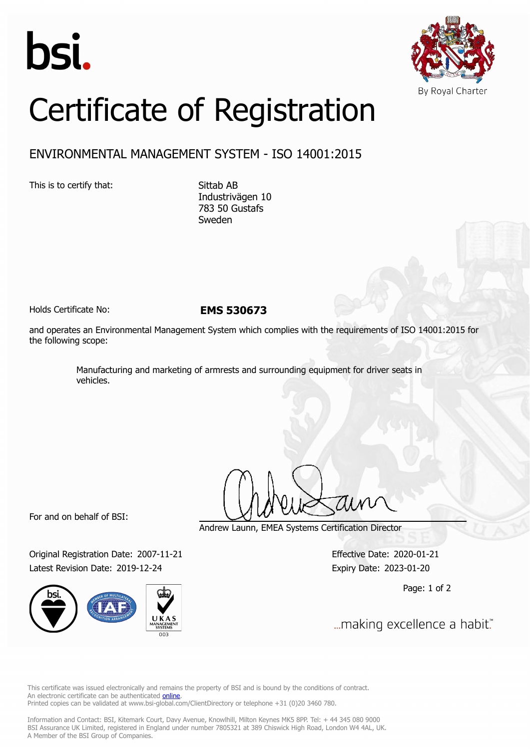bsi.

By Royal Charter

# Certificate of Registration

## ENVIRONMENTAL MANAGEMENT SYSTEM - ISO 14001:2015

This is to certify that:

Sittab AB
Industrivägen 10
783 50 Gustafs
Sweden

Holds Certificate No: **EMS 530673**

and operates an Environmental Management System which complies with the requirements of ISO 14001:2015 for the following scope:

Manufacturing and marketing of armrests and surrounding equipment for driver seats in vehicles.

For and on behalf of BSI:

Andrew Launn, EMEA Systems Certification Director

Original Registration Date: 2007-11-21

Latest Revision Date: 2019-12-24

Effective Date: 2020-01-21

Expiry Date: 2023-01-20

...making excellence a habit.™

This certificate was issued electronically and remains the property of BSI and is bound by the conditions of contract.
An electronic certificate can be authenticated online.
Printed copies can be validated at www.bsi-global.com/ClientDirectory or telephone +31 (0)20 3460 780.

Information and Contact: BSI, Kitemark Court, Davy Avenue, Knowlhill, Milton Keynes MK5 8PP. Tel: + 44 345 080 9000
BSI Assurance UK Limited, registered in England under number 7805321 at 389 Chiswick High Road, London W4 4AL, UK.
A Member of the BSI Group of Companies.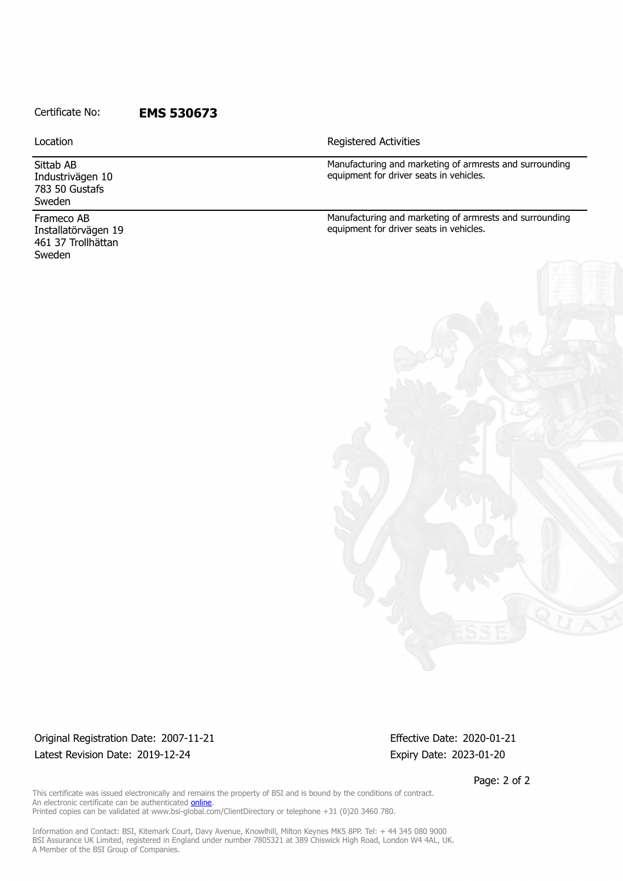Certificate No: **EMS 530673**

| Location | Registered Activities |
| --- | --- |
| Sittab AB<br>Industrivägen 10<br>783 50 Gustafs<br>Sweden | Manufacturing and marketing of armrests and surrounding equipment for driver seats in vehicles. |
| Frameco AB<br>Installatörvägen 19<br>461 37 Trollhättan<br>Sweden | Manufacturing and marketing of armrests and surrounding equipment for driver seats in vehicles. |

Original Registration Date: 2007-11-21

Latest Revision Date: 2019-12-24

Effective Date: 2020-01-21

Expiry Date: 2023-01-20

This certificate was issued electronically and remains the property of BSI and is bound by the conditions of contract.
An electronic certificate can be authenticated online.
Printed copies can be validated at www.bsi-global.com/ClientDirectory or telephone +31 (0)20 3460 780.

Information and Contact: BSI, Kitemark Court, Davy Avenue, Knowlhill, Milton Keynes MK5 8PP. Tel: + 44 345 080 9000
BSI Assurance UK Limited, registered in England under number 7805321 at 389 Chiswick High Road, London W4 4AL, UK.
A Member of the BSI Group of Companies.